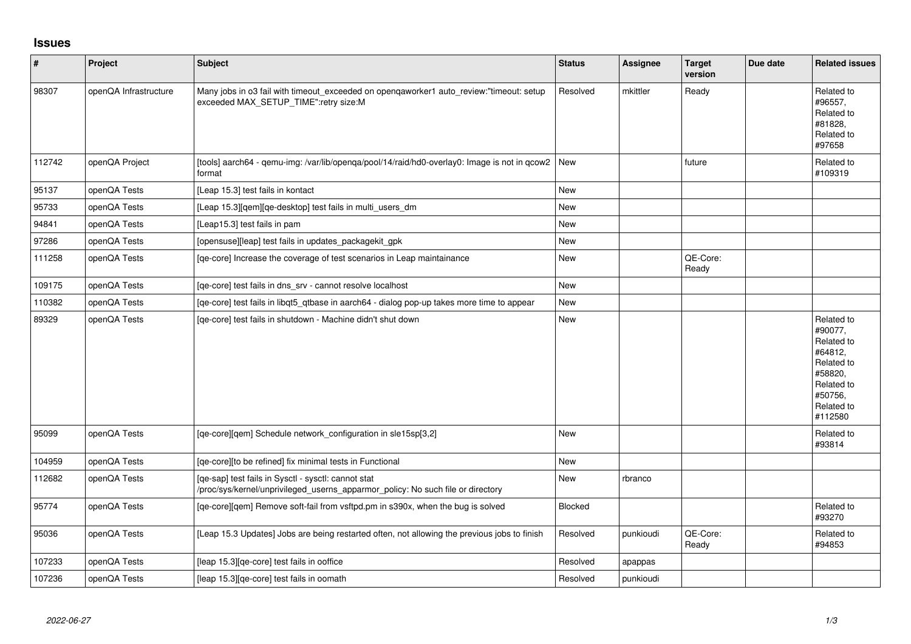# Issues

| # | Project | Subject | Status | Assignee | Target version | Due date | Related issues |
|---|---|---|---|---|---|---|---|
| 98307 | openQA Infrastructure | Many jobs in o3 fail with timeout_exceeded on openqaworker1 auto_review:"timeout: setup exceeded MAX_SETUP_TIME":retry size:M | Resolved | mkittler | Ready | | Related to #96557, Related to #81828, Related to #97658 |
| 112742 | openQA Project | [tools] aarch64 - qemu-img: /var/lib/openqa/pool/14/raid/hd0-overlay0: Image is not in qcow2 format | New | | future | | Related to #109319 |
| 95137 | openQA Tests | [Leap 15.3] test fails in kontact | New | | | | |
| 95733 | openQA Tests | [Leap 15.3][qem][qe-desktop] test fails in multi_users_dm | New | | | | |
| 94841 | openQA Tests | [Leap15.3] test fails in pam | New | | | | |
| 97286 | openQA Tests | [opensuse][leap] test fails in updates_packagekit_gpk | New | | | | |
| 111258 | openQA Tests | [qe-core] Increase the coverage of test scenarios in Leap maintainance | New | | QE-Core: Ready | | |
| 109175 | openQA Tests | [qe-core] test fails in dns_srv - cannot resolve localhost | New | | | | |
| 110382 | openQA Tests | [qe-core] test fails in libqt5_qtbase in aarch64 - dialog pop-up takes more time to appear | New | | | | |
| 89329 | openQA Tests | [qe-core] test fails in shutdown - Machine didn't shut down | New | | | | Related to #90077, Related to #64812, Related to #58820, Related to #50756, Related to #112580 |
| 95099 | openQA Tests | [qe-core][qem] Schedule network_configuration in sle15sp[3,2] | New | | | | Related to #93814 |
| 104959 | openQA Tests | [qe-core][to be refined] fix minimal tests in Functional | New | | | | |
| 112682 | openQA Tests | [qe-sap] test fails in Sysctl - sysctl: cannot stat /proc/sys/kernel/unprivileged_userns_apparmor_policy: No such file or directory | New | rbranco | | | |
| 95774 | openQA Tests | [qe-core][qem] Remove soft-fail from vsftpd.pm in s390x, when the bug is solved | Blocked | | | | Related to #93270 |
| 95036 | openQA Tests | [Leap 15.3 Updates] Jobs are being restarted often, not allowing the previous jobs to finish | Resolved | punkioudi | QE-Core: Ready | | Related to #94853 |
| 107233 | openQA Tests | [leap 15.3][qe-core] test fails in ooffice | Resolved | apappas | | | |
| 107236 | openQA Tests | [leap 15.3][qe-core] test fails in oomath | Resolved | punkioudi | | | |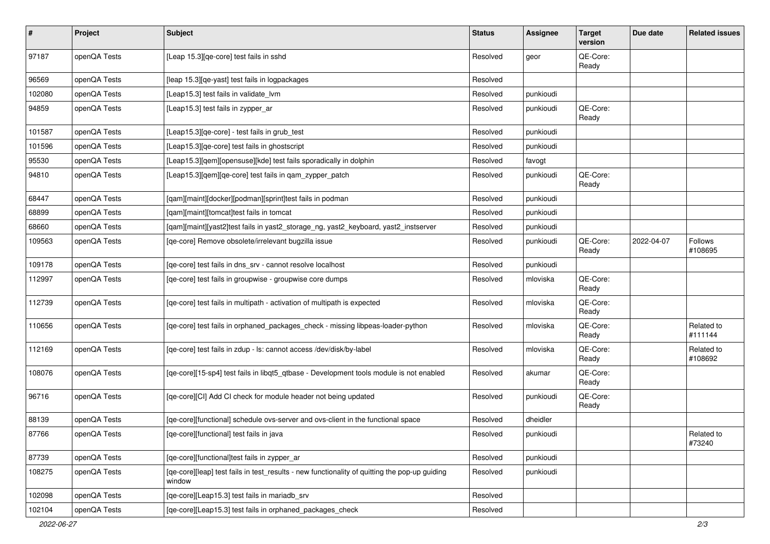| # | Project | Subject | Status | Assignee | Target version | Due date | Related issues |
|---|---|---|---|---|---|---|---|
| 97187 | openQA Tests | [Leap 15.3][qe-core] test fails in sshd | Resolved | geor | QE-Core: Ready | | |
| 96569 | openQA Tests | [leap 15.3][qe-yast] test fails in logpackages | Resolved | | | | |
| 102080 | openQA Tests | [Leap15.3] test fails in validate_lvm | Resolved | punkioudi | | | |
| 94859 | openQA Tests | [Leap15.3] test fails in zypper_ar | Resolved | punkioudi | QE-Core: Ready | | |
| 101587 | openQA Tests | [Leap15.3][qe-core] - test fails in grub_test | Resolved | punkioudi | | | |
| 101596 | openQA Tests | [Leap15.3][qe-core] test fails in ghostscript | Resolved | punkioudi | | | |
| 95530 | openQA Tests | [Leap15.3][qem][opensuse][kde] test fails sporadically in dolphin | Resolved | favogt | | | |
| 94810 | openQA Tests | [Leap15.3][qem][qe-core] test fails in qam_zypper_patch | Resolved | punkioudi | QE-Core: Ready | | |
| 68447 | openQA Tests | [qam][maint][docker][podman][sprint]test fails in podman | Resolved | punkioudi | | | |
| 68899 | openQA Tests | [qam][maint][tomcat]test fails in tomcat | Resolved | punkioudi | | | |
| 68660 | openQA Tests | [qam][maint][yast2]test fails in yast2_storage_ng, yast2_keyboard, yast2_instserver | Resolved | punkioudi | | | |
| 109563 | openQA Tests | [qe-core] Remove obsolete/irrelevant bugzilla issue | Resolved | punkioudi | QE-Core: Ready | 2022-04-07 | Follows #108695 |
| 109178 | openQA Tests | [qe-core] test fails in dns_srv - cannot resolve localhost | Resolved | punkioudi | | | |
| 112997 | openQA Tests | [qe-core] test fails in groupwise - groupwise core dumps | Resolved | mloviska | QE-Core: Ready | | |
| 112739 | openQA Tests | [qe-core] test fails in multipath - activation of multipath is expected | Resolved | mloviska | QE-Core: Ready | | |
| 110656 | openQA Tests | [qe-core] test fails in orphaned_packages_check - missing libpeas-loader-python | Resolved | mloviska | QE-Core: Ready | | Related to #111144 |
| 112169 | openQA Tests | [qe-core] test fails in zdup - ls: cannot access /dev/disk/by-label | Resolved | mloviska | QE-Core: Ready | | Related to #108692 |
| 108076 | openQA Tests | [qe-core][15-sp4] test fails in libqt5_qtbase - Development tools module is not enabled | Resolved | akumar | QE-Core: Ready | | |
| 96716 | openQA Tests | [qe-core][CI] Add CI check for module header not being updated | Resolved | punkioudi | QE-Core: Ready | | |
| 88139 | openQA Tests | [qe-core][functional] schedule ovs-server and ovs-client in the functional space | Resolved | dheidler | | | |
| 87766 | openQA Tests | [qe-core][functional] test fails in java | Resolved | punkioudi | | | Related to #73240 |
| 87739 | openQA Tests | [qe-core][functional]test fails in zypper_ar | Resolved | punkioudi | | | |
| 108275 | openQA Tests | [qe-core][leap] test fails in test_results - new functionality of quitting the pop-up guiding window | Resolved | punkioudi | | | |
| 102098 | openQA Tests | [qe-core][Leap15.3] test fails in mariadb_srv | Resolved | | | | |
| 102104 | openQA Tests | [qe-core][Leap15.3] test fails in orphaned_packages_check | Resolved | | | | |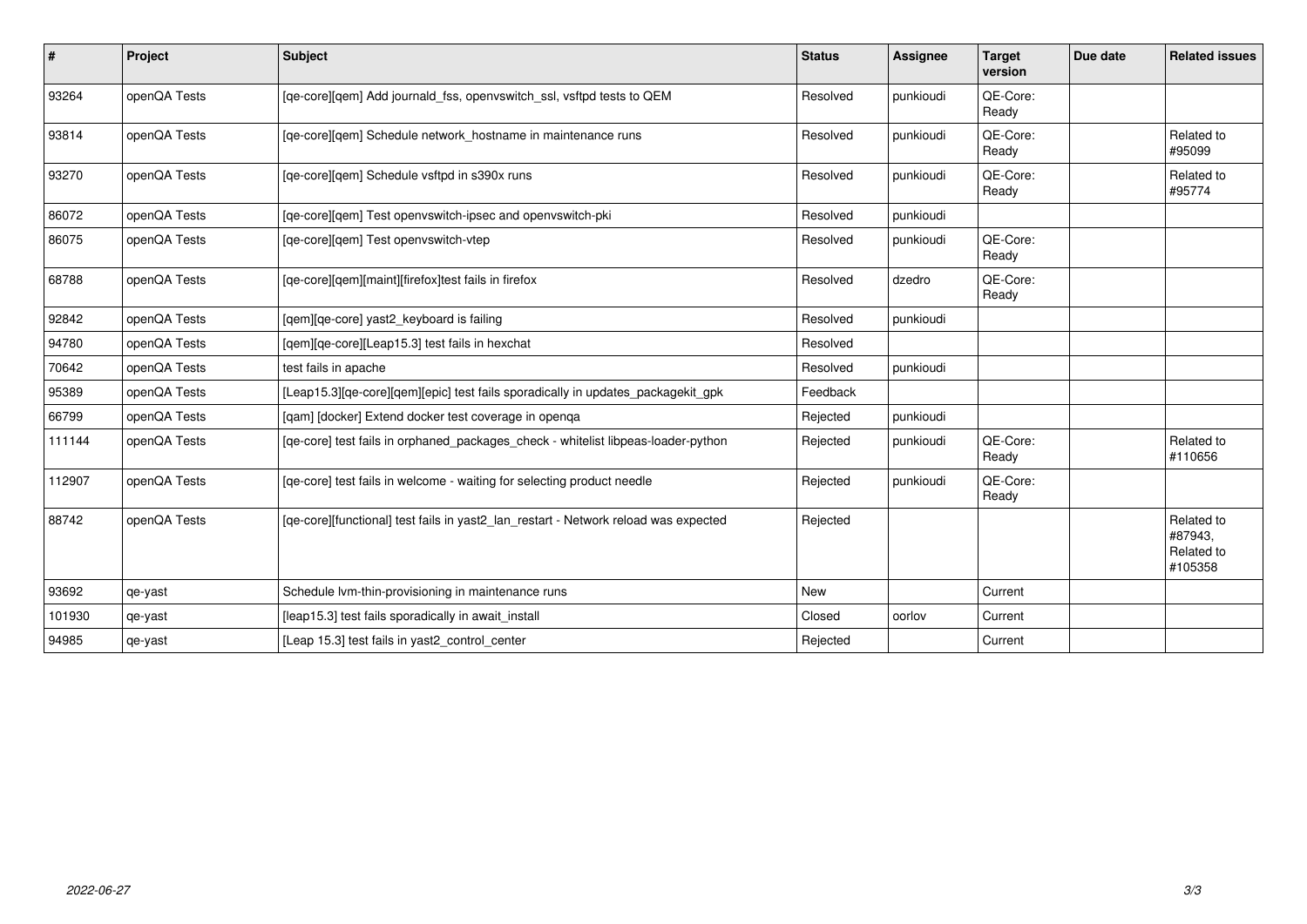| # | Project | Subject | Status | Assignee | Target version | Due date | Related issues |
|---|---|---|---|---|---|---|---|
| 93264 | openQA Tests | [qe-core][qem] Add journald_fss, openvswitch_ssl, vsftpd tests to QEM | Resolved | punkioudi | QE-Core: Ready | | |
| 93814 | openQA Tests | [qe-core][qem] Schedule network_hostname in maintenance runs | Resolved | punkioudi | QE-Core: Ready | | Related to #95099 |
| 93270 | openQA Tests | [qe-core][qem] Schedule vsftpd in s390x runs | Resolved | punkioudi | QE-Core: Ready | | Related to #95774 |
| 86072 | openQA Tests | [qe-core][qem] Test openvswitch-ipsec and openvswitch-pki | Resolved | punkioudi | | | |
| 86075 | openQA Tests | [qe-core][qem] Test openvswitch-vtep | Resolved | punkioudi | QE-Core: Ready | | |
| 68788 | openQA Tests | [qe-core][qem][maint][firefox]test fails in firefox | Resolved | dzedro | QE-Core: Ready | | |
| 92842 | openQA Tests | [qem][qe-core] yast2_keyboard is failing | Resolved | punkioudi | | | |
| 94780 | openQA Tests | [qem][qe-core][Leap15.3] test fails in hexchat | Resolved | | | | |
| 70642 | openQA Tests | test fails in apache | Resolved | punkioudi | | | |
| 95389 | openQA Tests | [Leap15.3][qe-core][qem][epic] test fails sporadically in updates_packagekit_gpk | Feedback | | | | |
| 66799 | openQA Tests | [qam] [docker] Extend docker test coverage in openqa | Rejected | punkioudi | | | |
| 111144 | openQA Tests | [qe-core] test fails in orphaned_packages_check - whitelist libpeas-loader-python | Rejected | punkioudi | QE-Core: Ready | | Related to #110656 |
| 112907 | openQA Tests | [qe-core] test fails in welcome - waiting for selecting product needle | Rejected | punkioudi | QE-Core: Ready | | |
| 88742 | openQA Tests | [qe-core][functional] test fails in yast2_lan_restart - Network reload was expected | Rejected | | | | Related to #87943, Related to #105358 |
| 93692 | qe-yast | Schedule lvm-thin-provisioning in maintenance runs | New | | Current | | |
| 101930 | qe-yast | [leap15.3] test fails sporadically in await_install | Closed | oorlov | Current | | |
| 94985 | qe-yast | [Leap 15.3] test fails in yast2_control_center | Rejected | | Current | | |